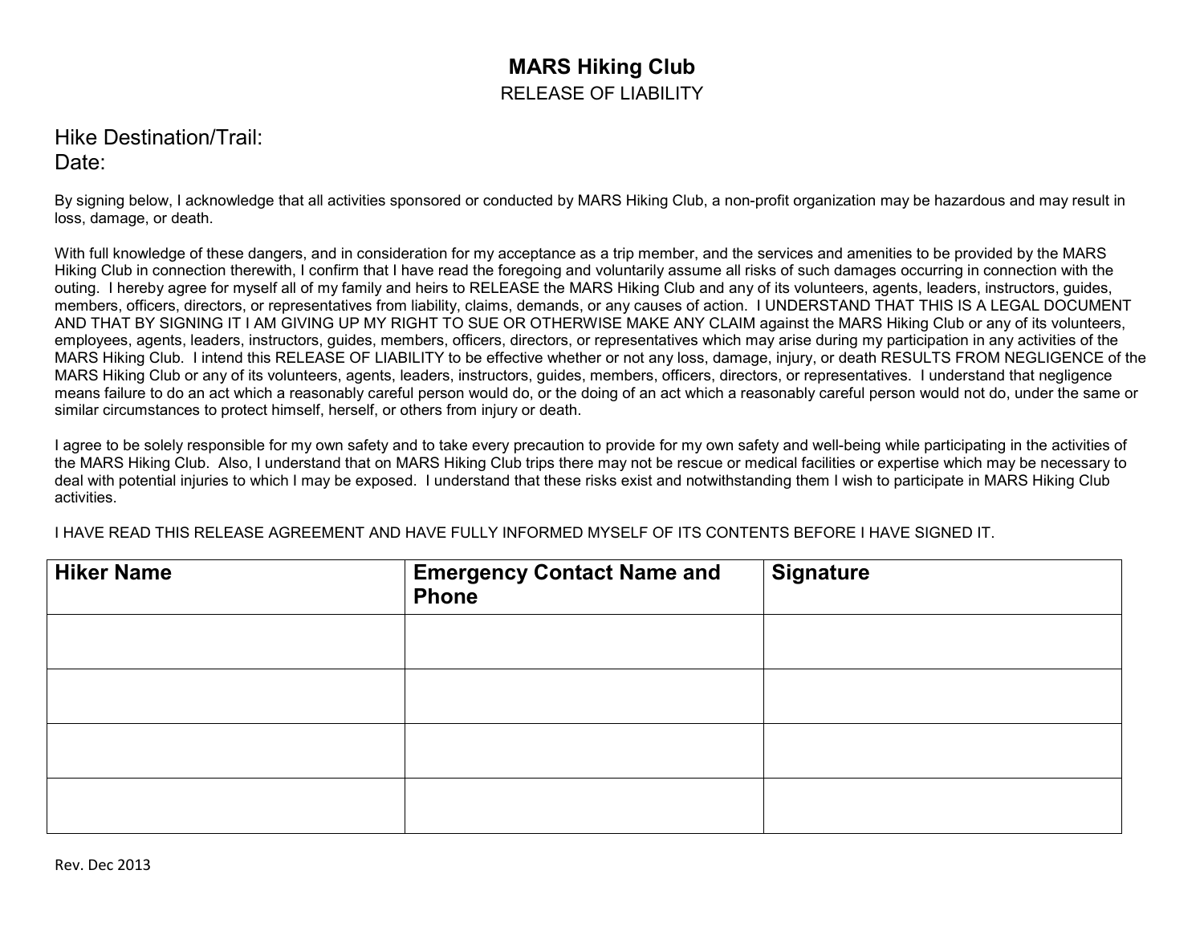# MARS Hiking Club

RELEASE OF LIABILITY

Hike Destination/Trail:
Date:

By signing below, I acknowledge that all activities sponsored or conducted by MARS Hiking Club, a non-profit organization may be hazardous and may result in loss, damage, or death.

With full knowledge of these dangers, and in consideration for my acceptance as a trip member, and the services and amenities to be provided by the MARS Hiking Club in connection therewith, I confirm that I have read the foregoing and voluntarily assume all risks of such damages occurring in connection with the outing. I hereby agree for myself all of my family and heirs to RELEASE the MARS Hiking Club and any of its volunteers, agents, leaders, instructors, guides, members, officers, directors, or representatives from liability, claims, demands, or any causes of action. I UNDERSTAND THAT THIS IS A LEGAL DOCUMENT AND THAT BY SIGNING IT I AM GIVING UP MY RIGHT TO SUE OR OTHERWISE MAKE ANY CLAIM against the MARS Hiking Club or any of its volunteers, employees, agents, leaders, instructors, guides, members, officers, directors, or representatives which may arise during my participation in any activities of the MARS Hiking Club. I intend this RELEASE OF LIABILITY to be effective whether or not any loss, damage, injury, or death RESULTS FROM NEGLIGENCE of the MARS Hiking Club or any of its volunteers, agents, leaders, instructors, guides, members, officers, directors, or representatives. I understand that negligence means failure to do an act which a reasonably careful person would do, or the doing of an act which a reasonably careful person would not do, under the same or similar circumstances to protect himself, herself, or others from injury or death.

I agree to be solely responsible for my own safety and to take every precaution to provide for my own safety and well-being while participating in the activities of the MARS Hiking Club. Also, I understand that on MARS Hiking Club trips there may not be rescue or medical facilities or expertise which may be necessary to deal with potential injuries to which I may be exposed. I understand that these risks exist and notwithstanding them I wish to participate in MARS Hiking Club activities.

I HAVE READ THIS RELEASE AGREEMENT AND HAVE FULLY INFORMED MYSELF OF ITS CONTENTS BEFORE I HAVE SIGNED IT.

| Hiker Name | Emergency Contact Name and Phone | Signature |
|---|---|---|
| | | |
| | | |
| | | |
| | | |

Rev. Dec 2013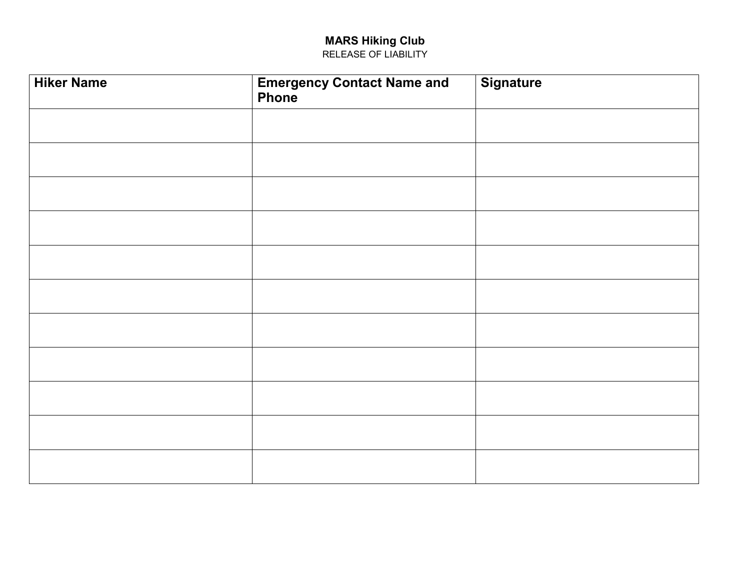**MARS Hiking Club**

RELEASE OF LIABILITY

| Hiker Name | Emergency Contact Name and Phone | Signature |
| --- | --- | --- |
| | | |
| | | |
| | | |
| | | |
| | | |
| | | |
| | | |
| | | |
| | | |
| | | |
| | | |